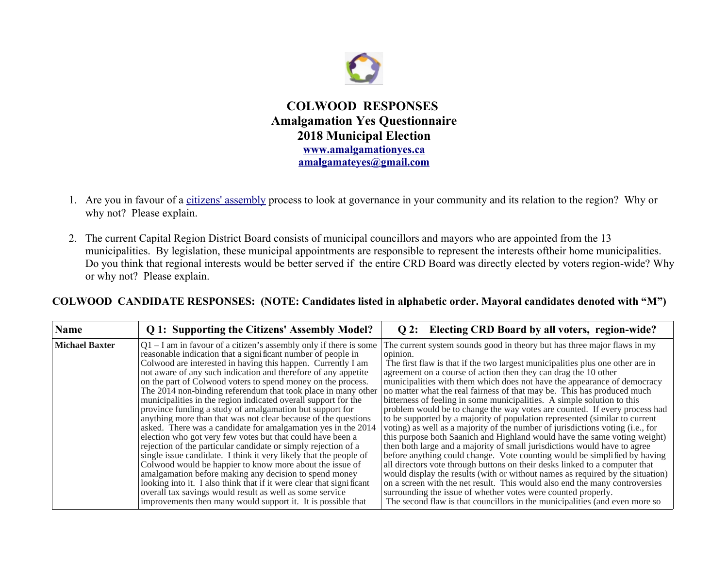# COLWOOD RESPONSES
## Amalgamation Yes Questionnaire
## 2018 Municipal Election

**www.amalgamationyes.ca**
**amalgamateyes@gmail.com**

1. Are you in favour of a citizens' assembly process to look at governance in your community and its relation to the region? Why or why not? Please explain.

2. The current Capital Region District Board consists of municipal councillors and mayors who are appointed from the 13 municipalities. By legislation, these municipal appointments are responsible to represent the interests oftheir home municipalities. Do you think that regional interests would be better served if the entire CRD Board was directly elected by voters region-wide? Why or why not? Please explain.

**COLWOOD CANDIDATE RESPONSES: (NOTE: Candidates listed in alphabetic order. Mayoral candidates denoted with "M")**

| Name | Q 1: Supporting the Citizens' Assembly Model? | Q 2: Electing CRD Board by all voters, region-wide? |
|---|---|---|
| **Michael Baxter** | Q1 – I am in favour of a citizen's assembly only if there is some reasonable indication that a significant number of people in Colwood are interested in having this happen. Currently I am not aware of any such indication and therefore of any appetite on the part of Colwood voters to spend money on the process. The 2014 non-binding referendum that took place in many other municipalities in the region indicated overall support for the province funding a study of amalgamation but support for anything more than that was not clear because of the questions asked. There was a candidate for amalgamation yes in the 2014 election who got very few votes but that could have been a rejection of the particular candidate or simply rejection of a single issue candidate. I think it very likely that the people of Colwood would be happier to know more about the issue of amalgamation before making any decision to spend money looking into it. I also think that if it were clear that significant overall tax savings would result as well as some service improvements then many would support it. It is possible that | The current system sounds good in theory but has three major flaws in my opinion. The first flaw is that if the two largest municipalities plus one other are in agreement on a course of action then they can drag the 10 other municipalities with them which does not have the appearance of democracy no matter what the real fairness of that may be. This has produced much bitterness of feeling in some municipalities. A simple solution to this problem would be to change the way votes are counted. If every process had to be supported by a majority of population represented (similar to current voting) as well as a majority of the number of jurisdictions voting (i.e., for this purpose both Saanich and Highland would have the same voting weight) then both large and a majority of small jurisdictions would have to agree before anything could change. Vote counting would be simplified by having all directors vote through buttons on their desks linked to a computer that would display the results (with or without names as required by the situation) on a screen with the net result. This would also end the many controversies surrounding the issue of whether votes were counted properly. The second flaw is that councillors in the municipalities (and even more so |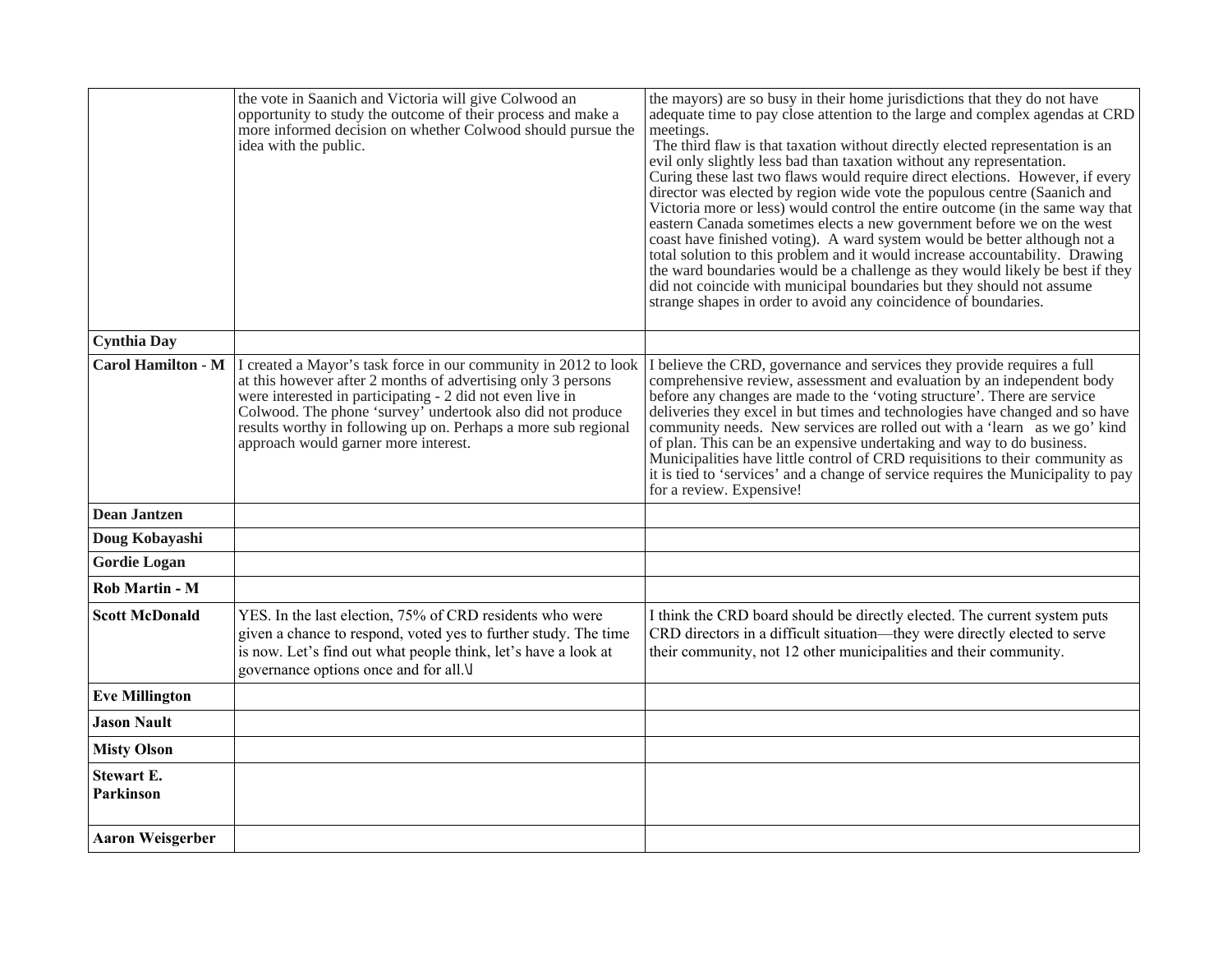| | | |
|---|---|---|
| | the vote in Saanich and Victoria will give Colwood an opportunity to study the outcome of their process and make a more informed decision on whether Colwood should pursue the idea with the public. | the mayors) are so busy in their home jurisdictions that they do not have adequate time to pay close attention to the large and complex agendas at CRD meetings.<br>The third flaw is that taxation without directly elected representation is an evil only slightly less bad than taxation without any representation.<br>Curing these last two flaws would require direct elections. However, if every director was elected by region wide vote the populous centre (Saanich and Victoria more or less) would control the entire outcome (in the same way that eastern Canada sometimes elects a new government before we on the west coast have finished voting). A ward system would be better although not a total solution to this problem and it would increase accountability. Drawing the ward boundaries would be a challenge as they would likely be best if they did not coincide with municipal boundaries but they should not assume strange shapes in order to avoid any coincidence of boundaries. |
| **Cynthia Day** | | |
| **Carol Hamilton - M** | I created a Mayor's task force in our community in 2012 to look at this however after 2 months of advertising only 3 persons were interested in participating - 2 did not even live in Colwood. The phone 'survey' undertook also did not produce results worthy in following up on. Perhaps a more sub regional approach would garner more interest. | I believe the CRD, governance and services they provide requires a full comprehensive review, assessment and evaluation by an independent body before any changes are made to the 'voting structure'. There are service deliveries they excel in but times and technologies have changed and so have community needs. New services are rolled out with a 'learn as we go' kind of plan. This can be an expensive undertaking and way to do business. Municipalities have little control of CRD requisitions to their community as it is tied to 'services' and a change of service requires the Municipality to pay for a review. Expensive! |
| **Dean Jantzen** | | |
| **Doug Kobayashi** | | |
| **Gordie Logan** | | |
| **Rob Martin - M** | | |
| **Scott McDonald** | YES. In the last election, 75% of CRD residents who were given a chance to respond, voted yes to further study. The time is now. Let's find out what people think, let's have a look at governance options once and for all.\l | I think the CRD board should be directly elected. The current system puts CRD directors in a difficult situation—they were directly elected to serve their community, not 12 other municipalities and their community. |
| **Eve Millington** | | |
| **Jason Nault** | | |
| **Misty Olson** | | |
| **Stewart E. Parkinson** | | |
| **Aaron Weisgerber** | | |